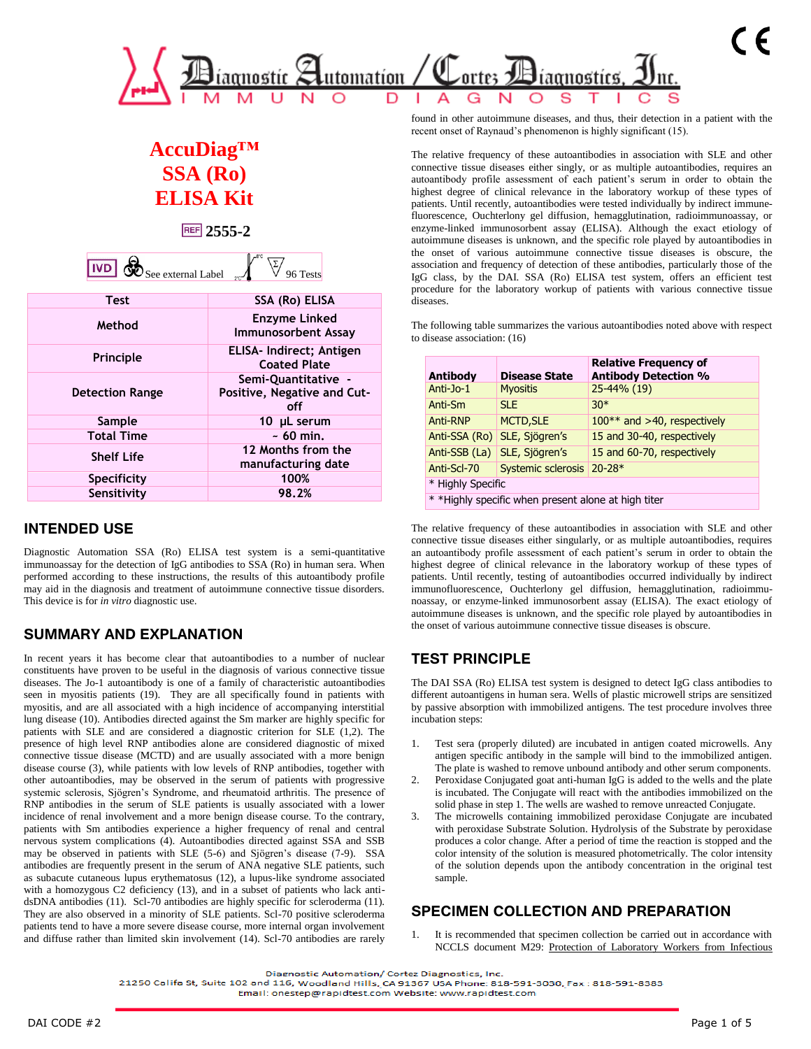# Diagnostic Automation / Cortez Diagnostics, Inc.

IMMUNO DIAGNOSTICS

# AccuDiag™ SSA (Ro) ELISA Kit

REF 2555-2

IVD See external Label 96 Tests

| Test | SSA (Ro) ELISA |
|---|---|
| Method | Enzyme Linked Immunosorbent Assay |
| Principle | ELISA- Indirect; Antigen Coated Plate |
| Detection Range | Semi-Quantitative - Positive, Negative and Cut-off |
| Sample | 10 µL serum |
| Total Time | ~ 60 min. |
| Shelf Life | 12 Months from the manufacturing date |
| Specificity | 100% |
| Sensitivity | 98.2% |

## INTENDED USE

Diagnostic Automation SSA (Ro) ELISA test system is a semi-quantitative immunoassay for the detection of IgG antibodies to SSA (Ro) in human sera. When performed according to these instructions, the results of this autoantibody profile may aid in the diagnosis and treatment of autoimmune connective tissue disorders. This device is for *in vitro* diagnostic use.

## SUMMARY AND EXPLANATION

In recent years it has become clear that autoantibodies to a number of nuclear constituents have proven to be useful in the diagnosis of various connective tissue diseases. The Jo-1 autoantibody is one of a family of characteristic autoantibodies seen in myositis patients (19). They are all specifically found in patients with myositis, and are all associated with a high incidence of accompanying interstitial lung disease (10). Antibodies directed against the Sm marker are highly specific for patients with SLE and are considered a diagnostic criterion for SLE (1,2). The presence of high level RNP antibodies alone are considered diagnostic of mixed connective tissue disease (MCTD) and are usually associated with a more benign disease course (3), while patients with low levels of RNP antibodies, together with other autoantibodies, may be observed in the serum of patients with progressive systemic sclerosis, Sjögren's Syndrome, and rheumatoid arthritis. The presence of RNP antibodies in the serum of SLE patients is usually associated with a lower incidence of renal involvement and a more benign disease course. To the contrary, patients with Sm antibodies experience a higher frequency of renal and central nervous system complications (4). Autoantibodies directed against SSA and SSB may be observed in patients with SLE (5-6) and Sjögren's disease (7-9). SSA antibodies are frequently present in the serum of ANA negative SLE patients, such as subacute cutaneous lupus erythematosus (12), a lupus-like syndrome associated with a homozygous C2 deficiency (13), and in a subset of patients who lack anti-dsDNA antibodies (11). Scl-70 antibodies are highly specific for scleroderma (11). They are also observed in a minority of SLE patients. Scl-70 positive scleroderma patients tend to have a more severe disease course, more internal organ involvement and diffuse rather than limited skin involvement (14). Scl-70 antibodies are rarely found in other autoimmune diseases, and thus, their detection in a patient with the recent onset of Raynaud's phenomenon is highly significant (15).

The relative frequency of these autoantibodies in association with SLE and other connective tissue diseases either singly, or as multiple autoantibodies, requires an autoantibody profile assessment of each patient's serum in order to obtain the highest degree of clinical relevance in the laboratory workup of these types of patients. Until recently, autoantibodies were tested individually by indirect immune-fluorescence, Ouchterlony gel diffusion, hemagglutination, radioimmunoassay, or enzyme-linked immunosorbent assay (ELISA). Although the exact etiology of autoimmune diseases is unknown, and the specific role played by autoantibodies in the onset of various autoimmune connective tissue diseases is obscure, the association and frequency of detection of these antibodies, particularly those of the IgG class, by the DAI. SSA (Ro) ELISA test system, offers an efficient test procedure for the laboratory workup of patients with various connective tissue diseases.

The following table summarizes the various autoantibodies noted above with respect to disease association: (16)

| Antibody | Disease State | Relative Frequency of Antibody Detection % |
|---|---|---|
| Anti-Jo-1 | Myositis | 25-44% (19) |
| Anti-Sm | SLE | 30* |
| Anti-RNP | MCTD,SLE | 100** and >40, respectively |
| Anti-SSA (Ro) | SLE, Sjögren's | 15 and 30-40, respectively |
| Anti-SSB (La) | SLE, Sjögren's | 15 and 60-70, respectively |
| Anti-Scl-70 | Systemic sclerosis | 20-28* |
| * Highly Specific | | |
| * *Highly specific when present alone at high titer | | |

The relative frequency of these autoantibodies in association with SLE and other connective tissue diseases either singularly, or as multiple autoantibodies, requires an autoantibody profile assessment of each patient's serum in order to obtain the highest degree of clinical relevance in the laboratory workup of these types of patients. Until recently, testing of autoantibodies occurred individually by indirect immunofluorescence, Ouchterlony gel diffusion, hemagglutination, radioimmunoassay, or enzyme-linked immunosorbent assay (ELISA). The exact etiology of autoimmune diseases is unknown, and the specific role played by autoantibodies in the onset of various autoimmune connective tissue diseases is obscure.

## TEST PRINCIPLE

The DAI SSA (Ro) ELISA test system is designed to detect IgG class antibodies to different autoantigens in human sera. Wells of plastic microwell strips are sensitized by passive absorption with immobilized antigens. The test procedure involves three incubation steps:

1. Test sera (properly diluted) are incubated in antigen coated microwells. Any antigen specific antibody in the sample will bind to the immobilized antigen. The plate is washed to remove unbound antibody and other serum components.
2. Peroxidase Conjugated goat anti-human IgG is added to the wells and the plate is incubated. The Conjugate will react with the antibodies immobilized on the solid phase in step 1. The wells are washed to remove unreacted Conjugate.
3. The microwells containing immobilized peroxidase Conjugate are incubated with peroxidase Substrate Solution. Hydrolysis of the Substrate by peroxidase produces a color change. After a period of time the reaction is stopped and the color intensity of the solution is measured photometrically. The color intensity of the solution depends upon the antibody concentration in the original test sample.

## SPECIMEN COLLECTION AND PREPARATION

1. It is recommended that specimen collection be carried out in accordance with NCCLS document M29: Protection of Laboratory Workers from Infectious

Diagnostic Automation/ Cortez Diagnostics, Inc.
21250 Califa St, Suite 102 and 116, Woodland Hills, CA 91367 USA Phone: 818-591-3030, Fax : 818-591-8383
Email: onestep@rapidtest.com Website: www.rapidtest.com

DAI CODE #2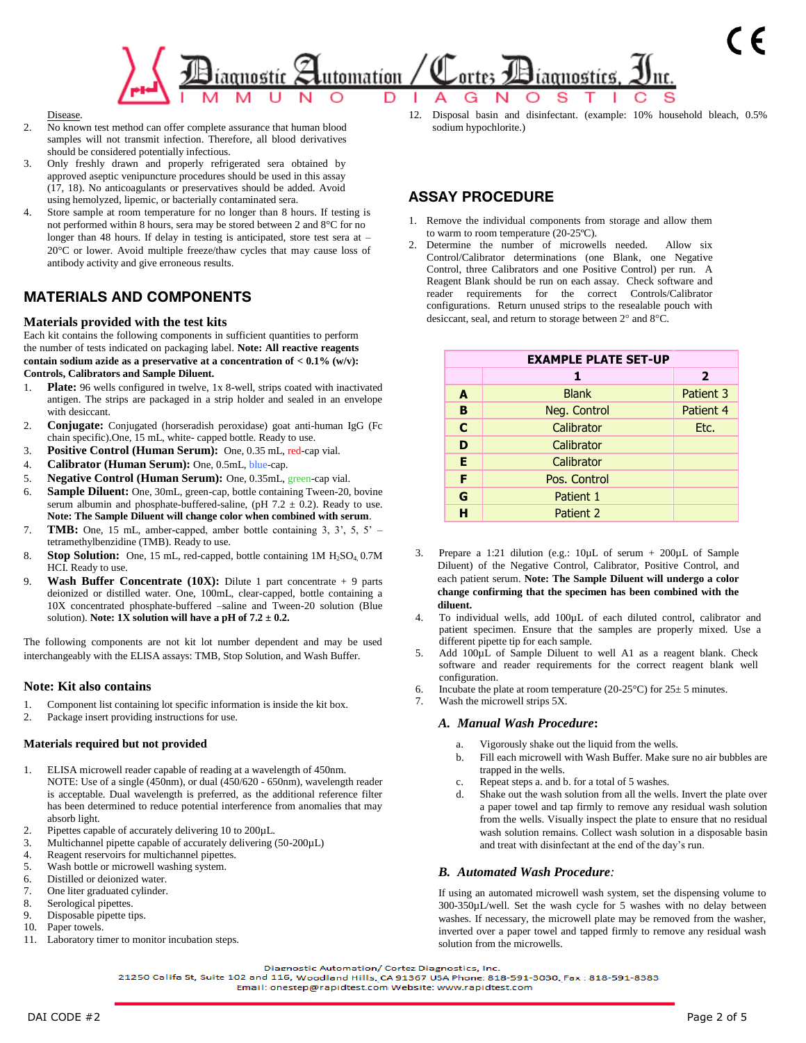Disease.

2. No known test method can offer complete assurance that human blood samples will not transmit infection. Therefore, all blood derivatives should be considered potentially infectious.
3. Only freshly drawn and properly refrigerated sera obtained by approved aseptic venipuncture procedures should be used in this assay (17, 18). No anticoagulants or preservatives should be added. Avoid using hemolyzed, lipemic, or bacterially contaminated sera.
4. Store sample at room temperature for no longer than 8 hours. If testing is not performed within 8 hours, sera may be stored between 2 and 8°C for no longer than 48 hours. If delay in testing is anticipated, store test sera at –20°C or lower. Avoid multiple freeze/thaw cycles that may cause loss of antibody activity and give erroneous results.

## MATERIALS AND COMPONENTS

### Materials provided with the test kits

Each kit contains the following components in sufficient quantities to perform the number of tests indicated on packaging label. **Note: All reactive reagents contain sodium azide as a preservative at a concentration of < 0.1% (w/v): Controls, Calibrators and Sample Diluent.**

1. **Plate:** 96 wells configured in twelve, 1x 8-well, strips coated with inactivated antigen. The strips are packaged in a strip holder and sealed in an envelope with desiccant.
2. **Conjugate:** Conjugated (horseradish peroxidase) goat anti-human IgG (Fc chain specific).One, 15 mL, white- capped bottle. Ready to use.
3. **Positive Control (Human Serum):** One, 0.35 mL, red-cap vial.
4. **Calibrator (Human Serum):** One, 0.5mL, blue-cap.
5. **Negative Control (Human Serum):** One, 0.35mL, green-cap vial.
6. **Sample Diluent:** One, 30mL, green-cap, bottle containing Tween-20, bovine serum albumin and phosphate-buffered-saline, (pH 7.2 ± 0.2). Ready to use. **Note: The Sample Diluent will change color when combined with serum**.
7. **TMB:** One, 15 mL, amber-capped, amber bottle containing 3, 3', 5, 5' – tetramethylbenzidine (TMB). Ready to use.
8. **Stop Solution:** One, 15 mL, red-capped, bottle containing 1M $H_2SO_4$, 0.7M HCl. Ready to use.
9. **Wash Buffer Concentrate (10X):** Dilute 1 part concentrate + 9 parts deionized or distilled water. One, 100mL, clear-capped, bottle containing a 10X concentrated phosphate-buffered –saline and Tween-20 solution (Blue solution). **Note: 1X solution will have a pH of 7.2 ± 0.2.**

The following components are not kit lot number dependent and may be used interchangeably with the ELISA assays: TMB, Stop Solution, and Wash Buffer.

### Note: Kit also contains

1. Component list containing lot specific information is inside the kit box.
2. Package insert providing instructions for use.

### Materials required but not provided

1. ELISA microwell reader capable of reading at a wavelength of 450nm. NOTE: Use of a single (450nm), or dual (450/620 - 650nm), wavelength reader is acceptable. Dual wavelength is preferred, as the additional reference filter has been determined to reduce potential interference from anomalies that may absorb light.
2. Pipettes capable of accurately delivering 10 to 200µL.
3. Multichannel pipette capable of accurately delivering (50-200µL)
4. Reagent reservoirs for multichannel pipettes.
5. Wash bottle or microwell washing system.
6. Distilled or deionized water.
7. One liter graduated cylinder.
8. Serological pipettes.
9. Disposable pipette tips.
10. Paper towels.
11. Laboratory timer to monitor incubation steps.
12. Disposal basin and disinfectant. (example: 10% household bleach, 0.5% sodium hypochlorite.)

## ASSAY PROCEDURE

1. Remove the individual components from storage and allow them to warm to room temperature (20-25ºC).
2. Determine the number of microwells needed. Allow six Control/Calibrator determinations (one Blank, one Negative Control, three Calibrators and one Positive Control) per run. A Reagent Blank should be run on each assay. Check software and reader requirements for the correct Controls/Calibrator configurations. Return unused strips to the resealable pouch with desiccant, seal, and return to storage between 2° and 8°C.

| EXAMPLE PLATE SET-UP | | |
|---|---|---|
| | **1** | **2** |
| **A** | Blank | Patient 3 |
| **B** | Neg. Control | Patient 4 |
| **C** | Calibrator | Etc. |
| **D** | Calibrator | |
| **E** | Calibrator | |
| **F** | Pos. Control | |
| **G** | Patient 1 | |
| **H** | Patient 2 | |

3. Prepare a 1:21 dilution (e.g.: 10µL of serum + 200µL of Sample Diluent) of the Negative Control, Calibrator, Positive Control, and each patient serum. **Note: The Sample Diluent will undergo a color change confirming that the specimen has been combined with the diluent.**
4. To individual wells, add 100µL of each diluted control, calibrator and patient specimen. Ensure that the samples are properly mixed. Use a different pipette tip for each sample.
5. Add 100µL of Sample Diluent to well A1 as a reagent blank. Check software and reader requirements for the correct reagent blank well configuration.
6. Incubate the plate at room temperature (20-25°C) for 25± 5 minutes.
7. Wash the microwell strips 5X.

### *A. Manual Wash Procedure*:

a. Vigorously shake out the liquid from the wells.
b. Fill each microwell with Wash Buffer. Make sure no air bubbles are trapped in the wells.
c. Repeat steps a. and b. for a total of 5 washes.
d. Shake out the wash solution from all the wells. Invert the plate over a paper towel and tap firmly to remove any residual wash solution from the wells. Visually inspect the plate to ensure that no residual wash solution remains. Collect wash solution in a disposable basin and treat with disinfectant at the end of the day's run.

### *B. Automated Wash Procedure:*

If using an automated microwell wash system, set the dispensing volume to 300-350µL/well. Set the wash cycle for 5 washes with no delay between washes. If necessary, the microwell plate may be removed from the washer, inverted over a paper towel and tapped firmly to remove any residual wash solution from the microwells.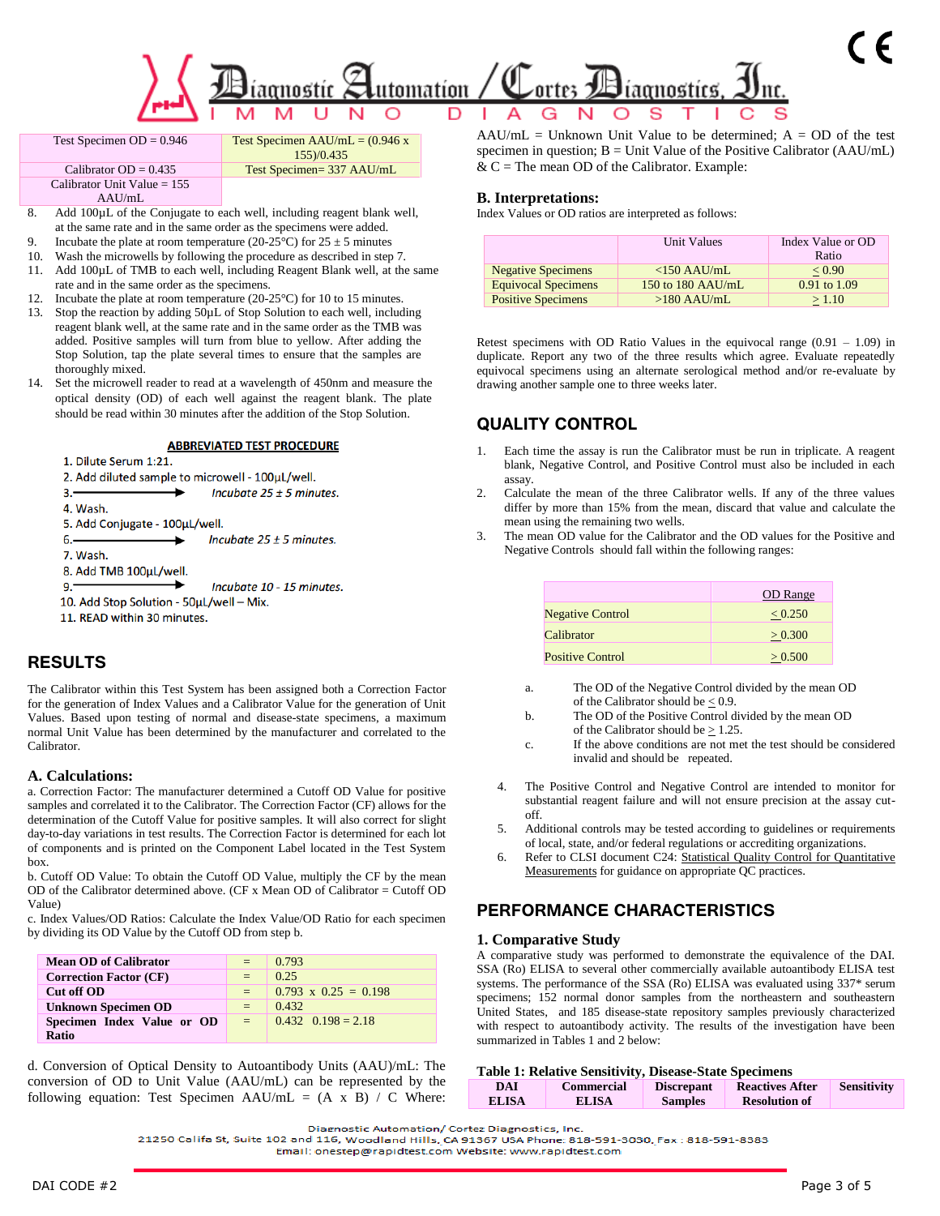| Test Specimen OD = 0.946 | Test Specimen AAU/mL = (0.946 x 155)/0.435 |
|---|---|
| Calibrator OD = 0.435 | Test Specimen= 337 AAU/mL |
| Calibrator Unit Value = 155 AAU/mL | |

8. Add 100µL of the Conjugate to each well, including reagent blank well, at the same rate and in the same order as the specimens were added.
9. Incubate the plate at room temperature (20-25°C) for 25 ± 5 minutes
10. Wash the microwells by following the procedure as described in step 7.
11. Add 100µL of TMB to each well, including Reagent Blank well, at the same rate and in the same order as the specimens.
12. Incubate the plate at room temperature (20-25°C) for 10 to 15 minutes.
13. Stop the reaction by adding 50µL of Stop Solution to each well, including reagent blank well, at the same rate and in the same order as the TMB was added. Positive samples will turn from blue to yellow. After adding the Stop Solution, tap the plate several times to ensure that the samples are thoroughly mixed.
14. Set the microwell reader to read at a wavelength of 450nm and measure the optical density (OD) of each well against the reagent blank. The plate should be read within 30 minutes after the addition of the Stop Solution.

**ABBREVIATED TEST PROCEDURE**

1. Dilute Serum 1:21.
2. Add diluted sample to microwell - 100µL/well.
3. ⟶ *Incubate 25 ± 5 minutes.*
4. Wash.
5. Add Conjugate - 100µL/well.
6. ⟶ *Incubate 25 ± 5 minutes.*
7. Wash.
8. Add TMB 100µL/well.
9. ⟶ *Incubate 10 - 15 minutes.*
10. Add Stop Solution - 50µL/well – Mix.
11. READ within 30 minutes.

## RESULTS

The Calibrator within this Test System has been assigned both a Correction Factor for the generation of Index Values and a Calibrator Value for the generation of Unit Values. Based upon testing of normal and disease-state specimens, a maximum normal Unit Value has been determined by the manufacturer and correlated to the Calibrator.

### A. Calculations:

a. Correction Factor: The manufacturer determined a Cutoff OD Value for positive samples and correlated it to the Calibrator. The Correction Factor (CF) allows for the determination of the Cutoff Value for positive samples. It will also correct for slight day-to-day variations in test results. The Correction Factor is determined for each lot of components and is printed on the Component Label located in the Test System box.

b. Cutoff OD Value: To obtain the Cutoff OD Value, multiply the CF by the mean OD of the Calibrator determined above. (CF x Mean OD of Calibrator = Cutoff OD Value)

c. Index Values/OD Ratios: Calculate the Index Value/OD Ratio for each specimen by dividing its OD Value by the Cutoff OD from step b.

| | | |
|---|---|---|
| **Mean OD of Calibrator** | = | 0.793 |
| **Correction Factor (CF)** | = | 0.25 |
| **Cut off OD** | = | 0.793 x 0.25 = 0.198 |
| **Unknown Specimen OD** | = | 0.432 |
| **Specimen Index Value or OD Ratio** | = | 0.432 0.198 = 2.18 |

d. Conversion of Optical Density to Autoantibody Units (AAU)/mL: The conversion of OD to Unit Value (AAU/mL) can be represented by the following equation: Test Specimen AAU/mL = (A x B) / C Where: AAU/mL = Unknown Unit Value to be determined; A = OD of the test specimen in question; B = Unit Value of the Positive Calibrator (AAU/mL) & C = The mean OD of the Calibrator. Example:

### B. Interpretations:

Index Values or OD ratios are interpreted as follows:

| | Unit Values | Index Value or OD Ratio |
|---|---|---|
| Negative Specimens | <150 AAU/mL | < 0.90 |
| Equivocal Specimens | 150 to 180 AAU/mL | 0.91 to 1.09 |
| Positive Specimens | >180 AAU/mL | > 1.10 |

Retest specimens with OD Ratio Values in the equivocal range (0.91 – 1.09) in duplicate. Report any two of the three results which agree. Evaluate repeatedly equivocal specimens using an alternate serological method and/or re-evaluate by drawing another sample one to three weeks later.

## QUALITY CONTROL

1. Each time the assay is run the Calibrator must be run in triplicate. A reagent blank, Negative Control, and Positive Control must also be included in each assay.
2. Calculate the mean of the three Calibrator wells. If any of the three values differ by more than 15% from the mean, discard that value and calculate the mean using the remaining two wells.
3. The mean OD value for the Calibrator and the OD values for the Positive and Negative Controls should fall within the following ranges:

| | OD Range |
|---|---|
| Negative Control | < 0.250 |
| Calibrator | > 0.300 |
| Positive Control | > 0.500 |

   a. The OD of the Negative Control divided by the mean OD of the Calibrator should be < 0.9.
   b. The OD of the Positive Control divided by the mean OD of the Calibrator should be > 1.25.
   c. If the above conditions are not met the test should be considered invalid and should be repeated.

4. The Positive Control and Negative Control are intended to monitor for substantial reagent failure and will not ensure precision at the assay cut-off.
5. Additional controls may be tested according to guidelines or requirements of local, state, and/or federal regulations or accrediting organizations.
6. Refer to CLSI document C24: Statistical Quality Control for Quantitative Measurements for guidance on appropriate QC practices.

## PERFORMANCE CHARACTERISTICS

### 1. Comparative Study

A comparative study was performed to demonstrate the equivalence of the DAI. SSA (Ro) ELISA to several other commercially available autoantibody ELISA test systems. The performance of the SSA (Ro) ELISA was evaluated using 337* serum specimens; 152 normal donor samples from the northeastern and southeastern United States, and 185 disease-state repository samples previously characterized with respect to autoantibody activity. The results of the investigation have been summarized in Tables 1 and 2 below:

**Table 1: Relative Sensitivity, Disease-State Specimens**

| DAI ELISA | Commercial ELISA | Discrepant Samples | Reactives After Resolution of | Sensitivity |
|---|---|---|---|---|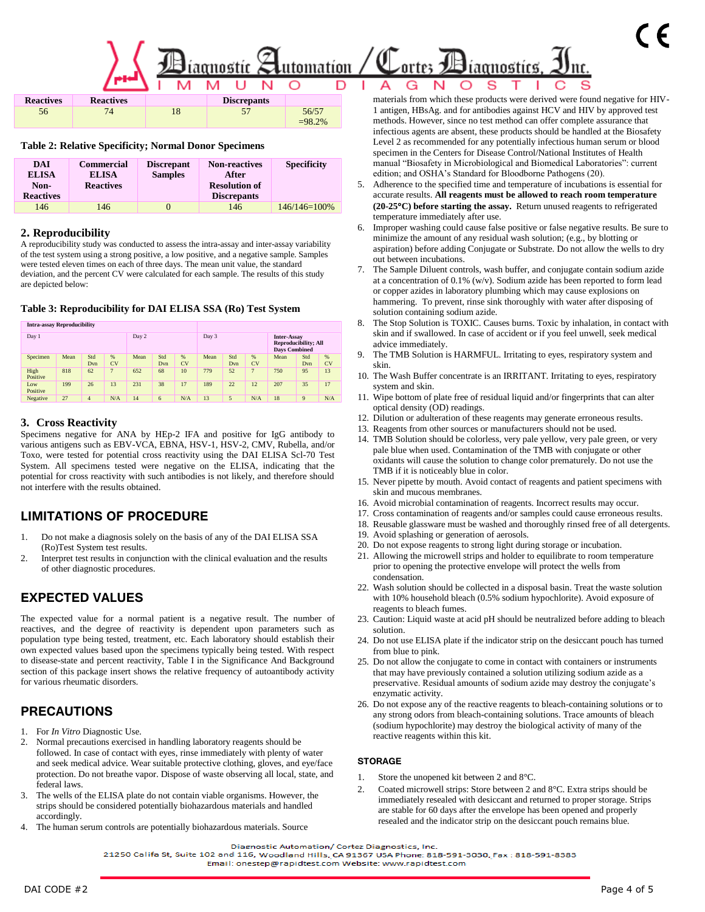| Reactives | Reactives | | Discrepants | |
|---|---|---|---|---|
| 56 | 74 | 18 | 57 | 56/57 =98.2% |

**Table 2: Relative Specificity; Normal Donor Specimens**

| DAI ELISA Non-Reactives | Commercial ELISA Reactives | Discrepant Samples | Non-reactives After Resolution of Discrepants | Specificity |
|---|---|---|---|---|
| 146 | 146 | 0 | 146 | 146/146=100% |

## 2. Reproducibility

A reproducibility study was conducted to assess the intra-assay and inter-assay variability of the test system using a strong positive, a low positive, and a negative sample. Samples were tested eleven times on each of three days. The mean unit value, the standard deviation, and the percent CV were calculated for each sample. The results of this study are depicted below:

**Table 3: Reproducibility for DAI ELISA SSA (Ro) Test System**

| Intra-assay Reproducibility | | | | | | | | | | | | |
|---|---|---|---|---|---|---|---|---|---|---|---|---|
| Day 1 | | | | Day 2 | | | Day 3 | | | Inter-Assay Reproducibility; All Days Combined | | |
| Specimen | Mean | Std Dvn | % CV | Mean | Std Dvn | % CV | Mean | Std Dvn | % CV | Mean | Std Dvn | % CV |
| High Positive | 818 | 62 | 7 | 652 | 68 | 10 | 779 | 52 | 7 | 750 | 95 | 13 |
| Low Positive | 199 | 26 | 13 | 231 | 38 | 17 | 189 | 22 | 12 | 207 | 35 | 17 |
| Negative | 27 | 4 | N/A | 14 | 6 | N/A | 13 | 5 | N/A | 18 | 9 | N/A |

## 3. Cross Reactivity

Specimens negative for ANA by HEp-2 IFA and positive for IgG antibody to various antigens such as EBV-VCA, EBNA, HSV-1, HSV-2, CMV, Rubella, and/or Toxo, were tested for potential cross reactivity using the DAI ELISA Scl-70 Test System. All specimens tested were negative on the ELISA, indicating that the potential for cross reactivity with such antibodies is not likely, and therefore should not interfere with the results obtained.

## LIMITATIONS OF PROCEDURE

1. Do not make a diagnosis solely on the basis of any of the DAI ELISA SSA (Ro)Test System test results.
2. Interpret test results in conjunction with the clinical evaluation and the results of other diagnostic procedures.

## EXPECTED VALUES

The expected value for a normal patient is a negative result. The number of reactives, and the degree of reactivity is dependent upon parameters such as population type being tested, treatment, etc. Each laboratory should establish their own expected values based upon the specimens typically being tested. With respect to disease-state and percent reactivity, Table I in the Significance And Background section of this package insert shows the relative frequency of autoantibody activity for various rheumatic disorders.

## PRECAUTIONS

1. For *In Vitro* Diagnostic Use.
2. Normal precautions exercised in handling laboratory reagents should be followed. In case of contact with eyes, rinse immediately with plenty of water and seek medical advice. Wear suitable protective clothing, gloves, and eye/face protection. Do not breathe vapor. Dispose of waste observing all local, state, and federal laws.
3. The wells of the ELISA plate do not contain viable organisms. However, the strips should be considered potentially biohazardous materials and handled accordingly.
4. The human serum controls are potentially biohazardous materials. Source materials from which these products were derived were found negative for HIV-1 antigen, HBsAg. and for antibodies against HCV and HIV by approved test methods. However, since no test method can offer complete assurance that infectious agents are absent, these products should be handled at the Biosafety Level 2 as recommended for any potentially infectious human serum or blood specimen in the Centers for Disease Control/National Institutes of Health manual "Biosafety in Microbiological and Biomedical Laboratories": current edition; and OSHA's Standard for Bloodborne Pathogens (20).
5. Adherence to the specified time and temperature of incubations is essential for accurate results. **All reagents must be allowed to reach room temperature (20-25°C) before starting the assay.** Return unused reagents to refrigerated temperature immediately after use.
6. Improper washing could cause false positive or false negative results. Be sure to minimize the amount of any residual wash solution; (e.g., by blotting or aspiration) before adding Conjugate or Substrate. Do not allow the wells to dry out between incubations.
7. The Sample Diluent controls, wash buffer, and conjugate contain sodium azide at a concentration of 0.1% (w/v). Sodium azide has been reported to form lead or copper azides in laboratory plumbing which may cause explosions on hammering. To prevent, rinse sink thoroughly with water after disposing of solution containing sodium azide.
8. The Stop Solution is TOXIC. Causes burns. Toxic by inhalation, in contact with skin and if swallowed. In case of accident or if you feel unwell, seek medical advice immediately.
9. The TMB Solution is HARMFUL. Irritating to eyes, respiratory system and skin.
10. The Wash Buffer concentrate is an IRRITANT. Irritating to eyes, respiratory system and skin.
11. Wipe bottom of plate free of residual liquid and/or fingerprints that can alter optical density (OD) readings.
12. Dilution or adulteration of these reagents may generate erroneous results.
13. Reagents from other sources or manufacturers should not be used.
14. TMB Solution should be colorless, very pale yellow, very pale green, or very pale blue when used. Contamination of the TMB with conjugate or other oxidants will cause the solution to change color prematurely. Do not use the TMB if it is noticeably blue in color.
15. Never pipette by mouth. Avoid contact of reagents and patient specimens with skin and mucous membranes.
16. Avoid microbial contamination of reagents. Incorrect results may occur.
17. Cross contamination of reagents and/or samples could cause erroneous results.
18. Reusable glassware must be washed and thoroughly rinsed free of all detergents.
19. Avoid splashing or generation of aerosols.
20. Do not expose reagents to strong light during storage or incubation.
21. Allowing the microwell strips and holder to equilibrate to room temperature prior to opening the protective envelope will protect the wells from condensation.
22. Wash solution should be collected in a disposal basin. Treat the waste solution with 10% household bleach (0.5% sodium hypochlorite). Avoid exposure of reagents to bleach fumes.
23. Caution: Liquid waste at acid pH should be neutralized before adding to bleach solution.
24. Do not use ELISA plate if the indicator strip on the desiccant pouch has turned from blue to pink.
25. Do not allow the conjugate to come in contact with containers or instruments that may have previously contained a solution utilizing sodium azide as a preservative. Residual amounts of sodium azide may destroy the conjugate's enzymatic activity.
26. Do not expose any of the reactive reagents to bleach-containing solutions or to any strong odors from bleach-containing solutions. Trace amounts of bleach (sodium hypochlorite) may destroy the biological activity of many of the reactive reagents within this kit.

## STORAGE

1. Store the unopened kit between 2 and 8°C.
2. Coated microwell strips: Store between 2 and 8°C. Extra strips should be immediately resealed with desiccant and returned to proper storage. Strips are stable for 60 days after the envelope has been opened and properly resealed and the indicator strip on the desiccant pouch remains blue.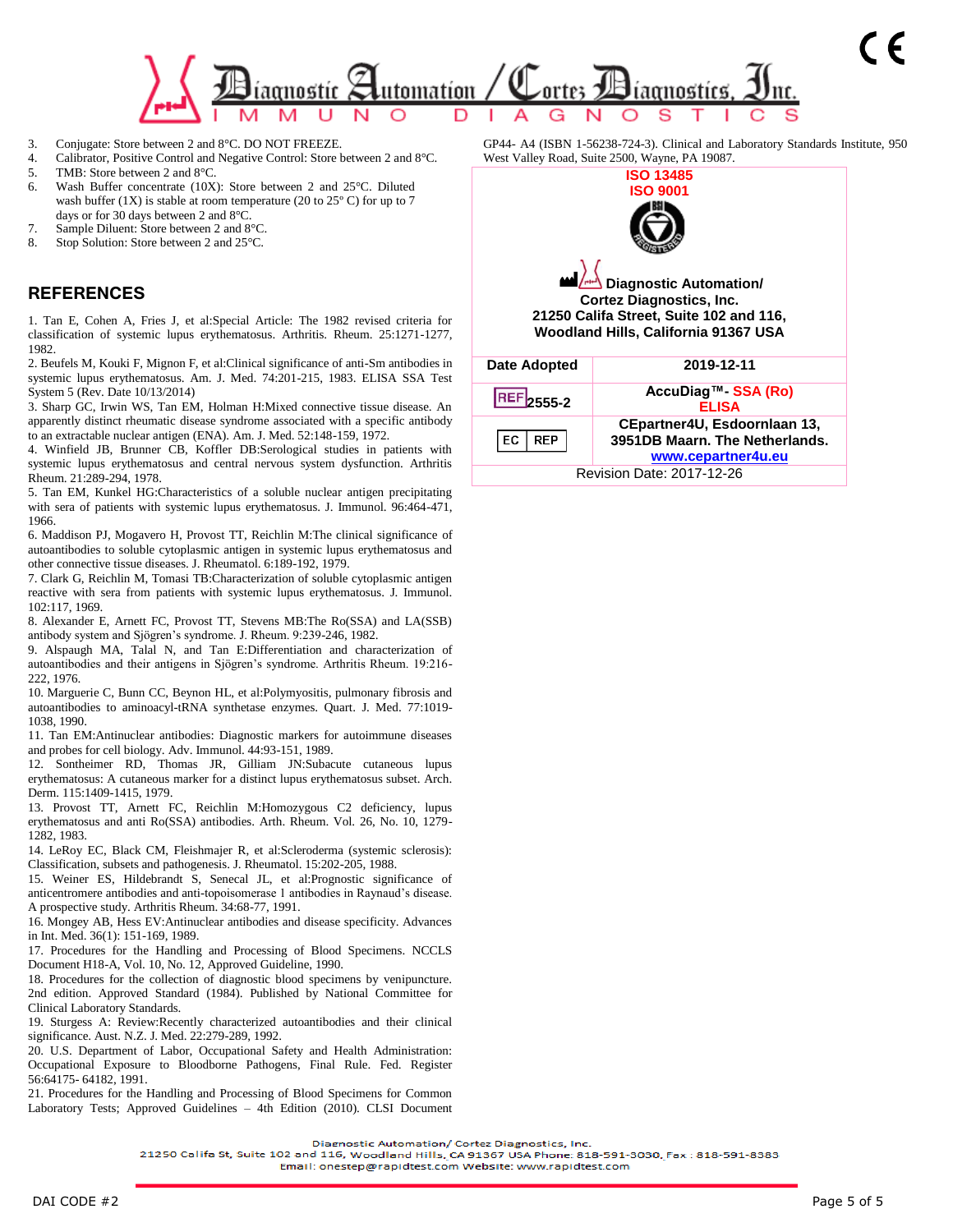3. Conjugate: Store between 2 and 8°C. DO NOT FREEZE.
4. Calibrator, Positive Control and Negative Control: Store between 2 and 8°C.
5. TMB: Store between 2 and 8°C.
6. Wash Buffer concentrate (10X): Store between 2 and 25°C. Diluted wash buffer (1X) is stable at room temperature (20 to 25° C) for up to 7 days or for 30 days between 2 and 8°C.
7. Sample Diluent: Store between 2 and 8°C.
8. Stop Solution: Store between 2 and 25°C.

## REFERENCES

1. Tan E, Cohen A, Fries J, et al:Special Article: The 1982 revised criteria for classification of systemic lupus erythematosus. Arthritis. Rheum. 25:1271-1277, 1982.
2. Beufels M, Kouki F, Mignon F, et al:Clinical significance of anti-Sm antibodies in systemic lupus erythematosus. Am. J. Med. 74:201-215, 1983. ELISA SSA Test System 5 (Rev. Date 10/13/2014)
3. Sharp GC, Irwin WS, Tan EM, Holman H:Mixed connective tissue disease. An apparently distinct rheumatic disease syndrome associated with a specific antibody to an extractable nuclear antigen (ENA). Am. J. Med. 52:148-159, 1972.
4. Winfield JB, Brunner CB, Koffler DB:Serological studies in patients with systemic lupus erythematosus and central nervous system dysfunction. Arthritis Rheum. 21:289-294, 1978.
5. Tan EM, Kunkel HG:Characteristics of a soluble nuclear antigen precipitating with sera of patients with systemic lupus erythematosus. J. Immunol. 96:464-471, 1966.
6. Maddison PJ, Mogavero H, Provost TT, Reichlin M:The clinical significance of autoantibodies to soluble cytoplasmic antigen in systemic lupus erythematosus and other connective tissue diseases. J. Rheumatol. 6:189-192, 1979.
7. Clark G, Reichlin M, Tomasi TB:Characterization of soluble cytoplasmic antigen reactive with sera from patients with systemic lupus erythematosus. J. Immunol. 102:117, 1969.
8. Alexander E, Arnett FC, Provost TT, Stevens MB:The Ro(SSA) and LA(SSB) antibody system and Sjögren's syndrome. J. Rheum. 9:239-246, 1982.
9. Alspaugh MA, Talal N, and Tan E:Differentiation and characterization of autoantibodies and their antigens in Sjögren's syndrome. Arthritis Rheum. 19:216-222, 1976.
10. Marguerie C, Bunn CC, Beynon HL, et al:Polymyositis, pulmonary fibrosis and autoantibodies to aminoacyl-tRNA synthetase enzymes. Quart. J. Med. 77:1019-1038, 1990.
11. Tan EM:Antinuclear antibodies: Diagnostic markers for autoimmune diseases and probes for cell biology. Adv. Immunol. 44:93-151, 1989.
12. Sontheimer RD, Thomas JR, Gilliam JN:Subacute cutaneous lupus erythematosus: A cutaneous marker for a distinct lupus erythematosus subset. Arch. Derm. 115:1409-1415, 1979.
13. Provost TT, Arnett FC, Reichlin M:Homozygous C2 deficiency, lupus erythematosus and anti Ro(SSA) antibodies. Arth. Rheum. Vol. 26, No. 10, 1279-1282, 1983.
14. LeRoy EC, Black CM, Fleishmajer R, et al:Scleroderma (systemic sclerosis): Classification, subsets and pathogenesis. J. Rheumatol. 15:202-205, 1988.
15. Weiner ES, Hildebrandt S, Senecal JL, et al:Prognostic significance of anticentromere antibodies and anti-topoisomerase 1 antibodies in Raynaud's disease. A prospective study. Arthritis Rheum. 34:68-77, 1991.
16. Mongey AB, Hess EV:Antinuclear antibodies and disease specificity. Advances in Int. Med. 36(1): 151-169, 1989.
17. Procedures for the Handling and Processing of Blood Specimens. NCCLS Document H18-A, Vol. 10, No. 12, Approved Guideline, 1990.
18. Procedures for the collection of diagnostic blood specimens by venipuncture. 2nd edition. Approved Standard (1984). Published by National Committee for Clinical Laboratory Standards.
19. Sturgess A: Review:Recently characterized autoantibodies and their clinical significance. Aust. N.Z. J. Med. 22:279-289, 1992.
20. U.S. Department of Labor, Occupational Safety and Health Administration: Occupational Exposure to Bloodborne Pathogens, Final Rule. Fed. Register 56:64175- 64182, 1991.
21. Procedures for the Handling and Processing of Blood Specimens for Common Laboratory Tests; Approved Guidelines – 4th Edition (2010). CLSI Document GP44- A4 (ISBN 1-56238-724-3). Clinical and Laboratory Standards Institute, 950 West Valley Road, Suite 2500, Wayne, PA 19087.

**ISO 13485**
**ISO 9001**

**Diagnostic Automation/ Cortez Diagnostics, Inc.**
**21250 Califa Street, Suite 102 and 116, Woodland Hills, California 91367 USA**

| | |
|---|---|
| **Date Adopted** | **2019-12-11** |
| REF **2555-2** | **AccuDiag™- SSA (Ro) ELISA** |
| EC REP | **CEpartner4U, Esdoornlaan 13, 3951DB Maarn. The Netherlands. www.cepartner4u.eu** |
| Revision Date: 2017-12-26 | |

Diagnostic Automation/ Cortez Diagnostics, Inc.
21250 Califa St, Suite 102 and 116, Woodland Hills, CA 91367 USA Phone: 818-591-3030, Fax : 818-591-8383
Email: onestep@rapidtest.com Website: www.rapidtest.com

DAI CODE #2